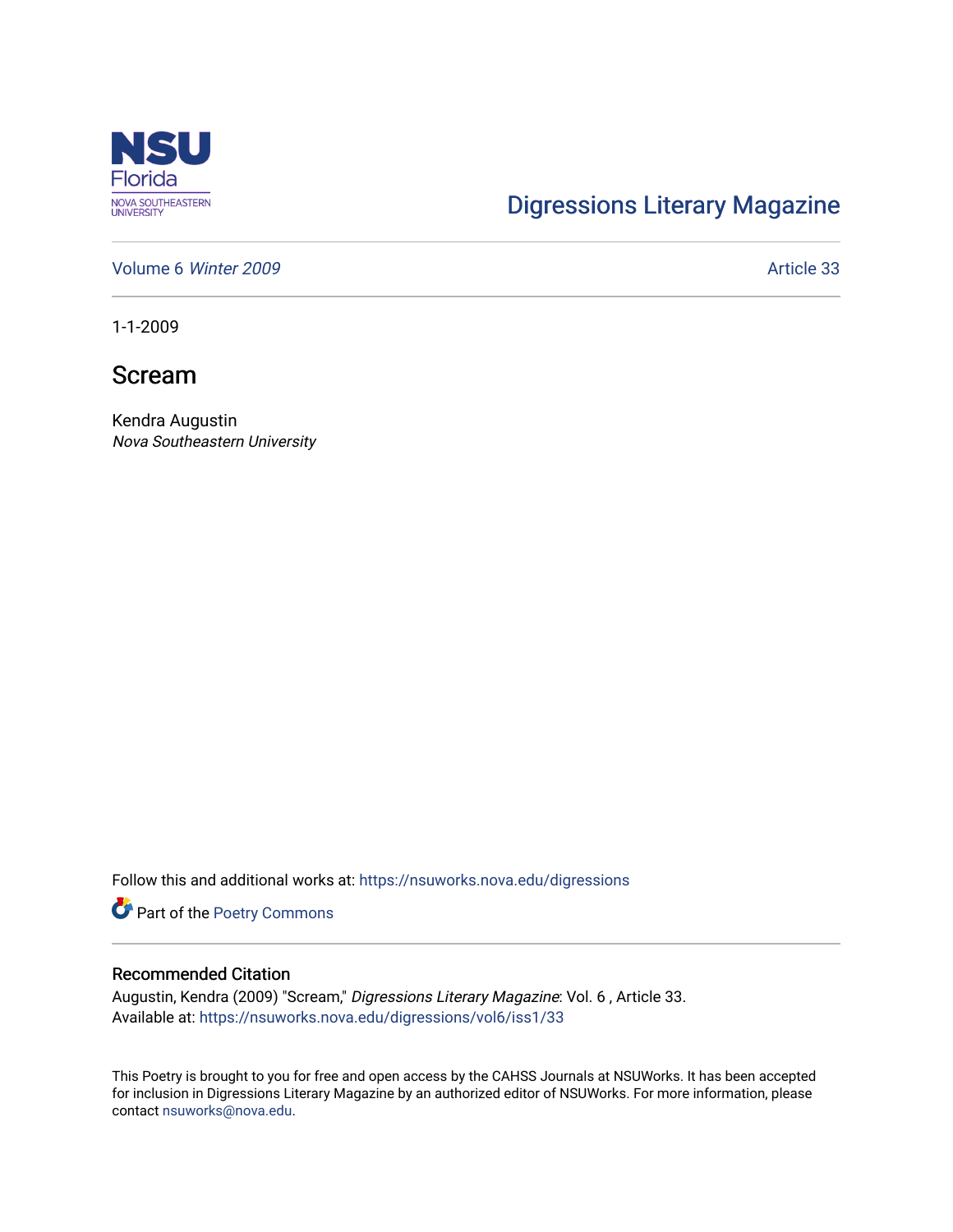NSU Florida
NOVA SOUTHEASTERN UNIVERSITY

Digressions Literary Magazine

Volume 6 *Winter 2009* | Article 33

1-1-2009

# Scream

Kendra Augustin
*Nova Southeastern University*

Follow this and additional works at: https://nsuworks.nova.edu/digressions

Part of the Poetry Commons

## Recommended Citation

Augustin, Kendra (2009) "Scream," *Digressions Literary Magazine*: Vol. 6 , Article 33.
Available at: https://nsuworks.nova.edu/digressions/vol6/iss1/33

This Poetry is brought to you for free and open access by the CAHSS Journals at NSUWorks. It has been accepted for inclusion in Digressions Literary Magazine by an authorized editor of NSUWorks. For more information, please contact nsuworks@nova.edu.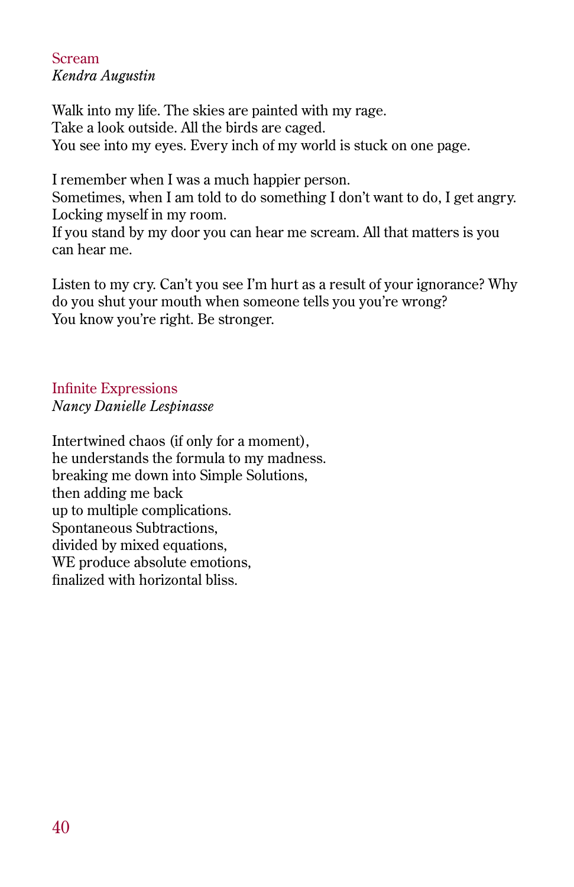## Scream

*Kendra Augustin*

Walk into my life. The skies are painted with my rage.
Take a look outside. All the birds are caged.
You see into my eyes. Every inch of my world is stuck on one page.

I remember when I was a much happier person.
Sometimes, when I am told to do something I don't want to do, I get angry.
Locking myself in my room.
If you stand by my door you can hear me scream. All that matters is you can hear me.

Listen to my cry. Can't you see I'm hurt as a result of your ignorance? Why do you shut your mouth when someone tells you you're wrong?
You know you're right. Be stronger.

## Infinite Expressions

*Nancy Danielle Lespinasse*

Intertwined chaos (if only for a moment),
he understands the formula to my madness.
breaking me down into Simple Solutions,
then adding me back
up to multiple complications.
Spontaneous Subtractions,
divided by mixed equations,
WE produce absolute emotions,
finalized with horizontal bliss.